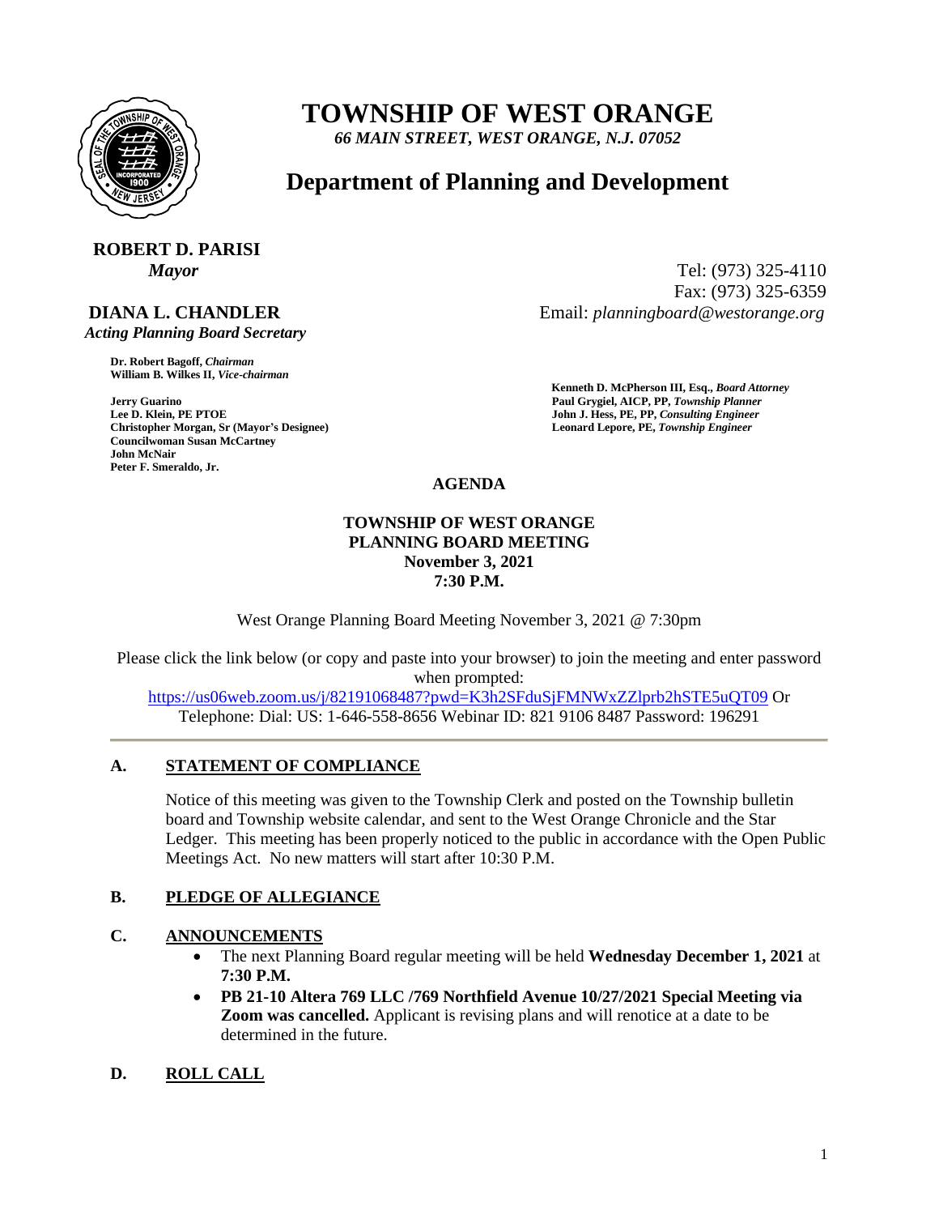# TOWNSHIP OF WEST ORANGE

*66 MAIN STREET, WEST ORANGE, N.J. 07052*

## Department of Planning and Development

**ROBERT D. PARISI**
***Mayor***

Tel: (973) 325-4110
Fax: (973) 325-6359
Email: *planningboard@westorange.org*

**DIANA L. CHANDLER**
***Acting Planning Board Secretary***

**Dr. Robert Bagoff,** ***Chairman***
**William B. Wilkes II,** ***Vice-chairman***

**Jerry Guarino**
**Lee D. Klein, PE PTOE**
**Christopher Morgan, Sr (Mayor's Designee)**
**Councilwoman Susan McCartney**
**John McNair**
**Peter F. Smeraldo, Jr.**

**Kenneth D. McPherson III, Esq.,** ***Board Attorney***
**Paul Grygiel, AICP, PP,** ***Township Planner***
**John J. Hess, PE, PP,** ***Consulting Engineer***
**Leonard Lepore, PE,** ***Township Engineer***

**AGENDA**

**TOWNSHIP OF WEST ORANGE**
**PLANNING BOARD MEETING**
**November 3, 2021**
**7:30 P.M.**

West Orange Planning Board Meeting November 3, 2021 @ 7:30pm

Please click the link below (or copy and paste into your browser) to join the meeting and enter password when prompted:
https://us06web.zoom.us/j/82191068487?pwd=K3h2SFduSjFMNWxZZlprb2hSTE5uQT09 Or
Telephone: Dial: US: 1-646-558-8656 Webinar ID: 821 9106 8487 Password: 196291

---

### A. STATEMENT OF COMPLIANCE

Notice of this meeting was given to the Township Clerk and posted on the Township bulletin board and Township website calendar, and sent to the West Orange Chronicle and the Star Ledger. This meeting has been properly noticed to the public in accordance with the Open Public Meetings Act. No new matters will start after 10:30 P.M.

### B. PLEDGE OF ALLEGIANCE

### C. ANNOUNCEMENTS

- The next Planning Board regular meeting will be held **Wednesday December 1, 2021** at **7:30 P.M.**
- **PB 21-10 Altera 769 LLC /769 Northfield Avenue 10/27/2021 Special Meeting via Zoom was cancelled.** Applicant is revising plans and will renotice at a date to be determined in the future.

### D. ROLL CALL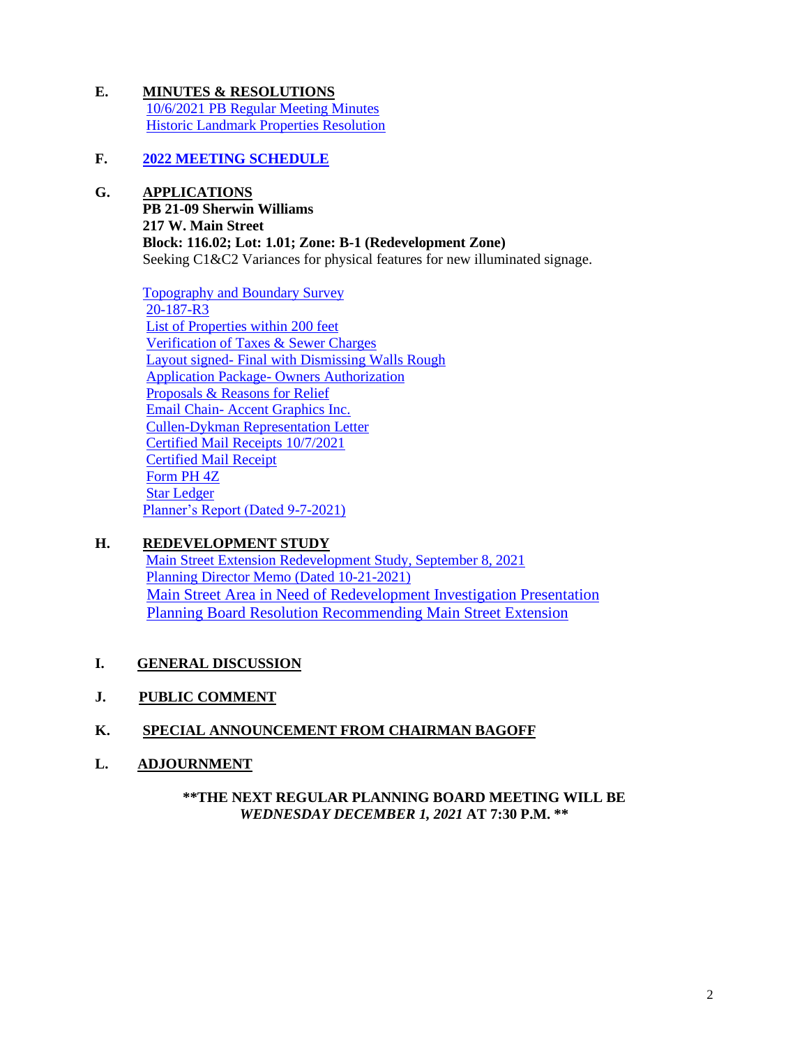**E. MINUTES & RESOLUTIONS**

10/6/2021 PB Regular Meeting Minutes
Historic Landmark Properties Resolution

**F. 2022 MEETING SCHEDULE**

**G. APPLICATIONS**

**PB 21-09 Sherwin Williams**
**217 W. Main Street**
**Block: 116.02; Lot: 1.01; Zone: B-1 (Redevelopment Zone)**
Seeking C1&C2 Variances for physical features for new illuminated signage.

Topography and Boundary Survey
20-187-R3
List of Properties within 200 feet
Verification of Taxes & Sewer Charges
Layout signed- Final with Dismissing Walls Rough
Application Package- Owners Authorization
Proposals & Reasons for Relief
Email Chain- Accent Graphics Inc.
Cullen-Dykman Representation Letter
Certified Mail Receipts 10/7/2021
Certified Mail Receipt
Form PH 4Z
Star Ledger
Planner's Report (Dated 9-7-2021)

**H. REDEVELOPMENT STUDY**

Main Street Extension Redevelopment Study, September 8, 2021
Planning Director Memo (Dated 10-21-2021)
Main Street Area in Need of Redevelopment Investigation Presentation
Planning Board Resolution Recommending Main Street Extension

**I. GENERAL DISCUSSION**

**J. PUBLIC COMMENT**

**K. SPECIAL ANNOUNCEMENT FROM CHAIRMAN BAGOFF**

**L. ADJOURNMENT**

**\*\*THE NEXT REGULAR PLANNING BOARD MEETING WILL BE *WEDNESDAY DECEMBER 1, 2021* AT 7:30 P.M. \*\***